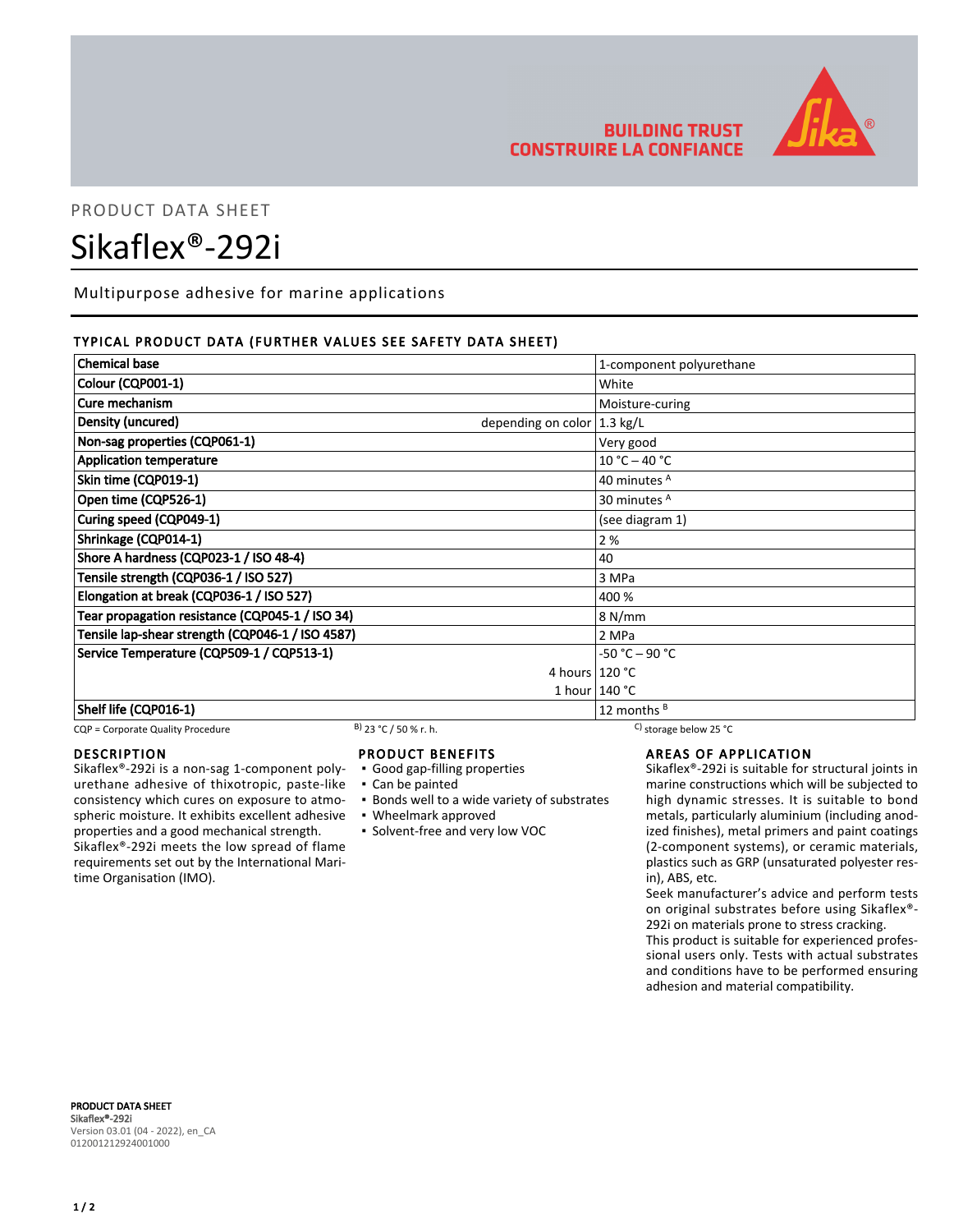BUILDING TRUST
CONSTRUIRE LA CONFIANCE

PRODUCT DATA SHEET

# Sikaflex®-292i

Multipurpose adhesive for marine applications

## TYPICAL PRODUCT DATA (FURTHER VALUES SEE SAFETY DATA SHEET)

| Property | | Value |
|---|---|---|
| Chemical base | | 1-component polyurethane |
| Colour (CQP001-1) | | White |
| Cure mechanism | | Moisture-curing |
| Density (uncured) | depending on color | 1.3 kg/L |
| Non-sag properties (CQP061-1) | | Very good |
| Application temperature | | 10 °C – 40 °C |
| Skin time (CQP019-1) | | 40 minutes A |
| Open time (CQP526-1) | | 30 minutes A |
| Curing speed (CQP049-1) | | (see diagram 1) |
| Shrinkage (CQP014-1) | | 2 % |
| Shore A hardness (CQP023-1 / ISO 48-4) | | 40 |
| Tensile strength (CQP036-1 / ISO 527) | | 3 MPa |
| Elongation at break (CQP036-1 / ISO 527) | | 400 % |
| Tear propagation resistance (CQP045-1 / ISO 34) | | 8 N/mm |
| Tensile lap-shear strength (CQP046-1 / ISO 4587) | | 2 MPa |
| Service Temperature (CQP509-1 / CQP513-1) | | -50 °C – 90 °C |
| | 4 hours | 120 °C |
| | 1 hour | 140 °C |
| Shelf life (CQP016-1) | | 12 months B |

CQP = Corporate Quality Procedure B) 23 °C / 50 % r. h. C) storage below 25 °C

## DESCRIPTION

Sikaflex®-292i is a non-sag 1-component polyurethane adhesive of thixotropic, paste-like consistency which cures on exposure to atmospheric moisture. It exhibits excellent adhesive properties and a good mechanical strength.
Sikaflex®-292i meets the low spread of flame requirements set out by the International Maritime Organisation (IMO).

## PRODUCT BENEFITS

- Good gap-filling properties
- Can be painted
- Bonds well to a wide variety of substrates
- Wheelmark approved
- Solvent-free and very low VOC

## AREAS OF APPLICATION

Sikaflex®-292i is suitable for structural joints in marine constructions which will be subjected to high dynamic stresses. It is suitable to bond metals, particularly aluminium (including anodized finishes), metal primers and paint coatings (2-component systems), or ceramic materials, plastics such as GRP (unsaturated polyester resin), ABS, etc.
Seek manufacturer's advice and perform tests on original substrates before using Sikaflex®-292i on materials prone to stress cracking.
This product is suitable for experienced professional users only. Tests with actual substrates and conditions have to be performed ensuring adhesion and material compatibility.

**PRODUCT DATA SHEET**
**Sikaflex®-292i**
Version 03.01 (04 - 2022), en_CA
012001212924001000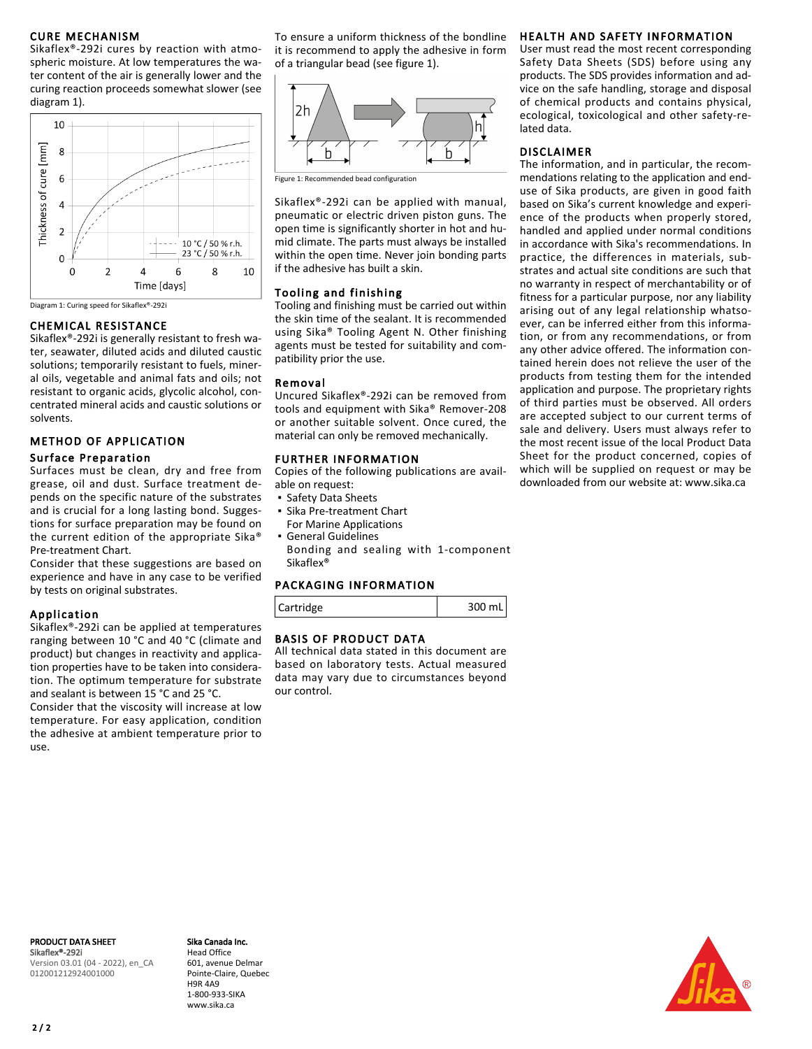## CURE MECHANISM

Sikaflex®-292i cures by reaction with atmospheric moisture. At low temperatures the water content of the air is generally lower and the curing reaction proceeds somewhat slower (see diagram 1).

Thickness of cure [mm]
10
8
6
4
2
0
0 2 4 6 8 10
Time [days]
10 °C / 50 % r.h.
23 °C / 50 % r.h.

Diagram 1: Curing speed for Sikaflex®-292i

## CHEMICAL RESISTANCE

Sikaflex®-292i is generally resistant to fresh water, seawater, diluted acids and diluted caustic solutions; temporarily resistant to fuels, mineral oils, vegetable and animal fats and oils; not resistant to organic acids, glycolic alcohol, concentrated mineral acids and caustic solutions or solvents.

## METHOD OF APPLICATION

### Surface Preparation

Surfaces must be clean, dry and free from grease, oil and dust. Surface treatment depends on the specific nature of the substrates and is crucial for a long lasting bond. Suggestions for surface preparation may be found on the current edition of the appropriate Sika® Pre-treatment Chart.

Consider that these suggestions are based on experience and have in any case to be verified by tests on original substrates.

### Application

Sikaflex®-292i can be applied at temperatures ranging between 10 °C and 40 °C (climate and product) but changes in reactivity and application properties have to be taken into consideration. The optimum temperature for substrate and sealant is between 15 °C and 25 °C.

Consider that the viscosity will increase at low temperature. For easy application, condition the adhesive at ambient temperature prior to use.

To ensure a uniform thickness of the bondline it is recommend to apply the adhesive in form of a triangular bead (see figure 1).

2h
b
h
b

Figure 1: Recommended bead configuration

Sikaflex®-292i can be applied with manual, pneumatic or electric driven piston guns. The open time is significantly shorter in hot and humid climate. The parts must always be installed within the open time. Never join bonding parts if the adhesive has built a skin.

### Tooling and finishing

Tooling and finishing must be carried out within the skin time of the sealant. It is recommended using Sika® Tooling Agent N. Other finishing agents must be tested for suitability and compatibility prior the use.

### Removal

Uncured Sikaflex®-292i can be removed from tools and equipment with Sika® Remover-208 or another suitable solvent. Once cured, the material can only be removed mechanically.

## FURTHER INFORMATION

Copies of the following publications are available on request:

- Safety Data Sheets
- Sika Pre-treatment Chart For Marine Applications
- General Guidelines Bonding and sealing with 1-component Sikaflex®

## PACKAGING INFORMATION

| | |
|---|---|
| Cartridge | 300 mL |

## BASIS OF PRODUCT DATA

All technical data stated in this document are based on laboratory tests. Actual measured data may vary due to circumstances beyond our control.

## HEALTH AND SAFETY INFORMATION

User must read the most recent corresponding Safety Data Sheets (SDS) before using any products. The SDS provides information and advice on the safe handling, storage and disposal of chemical products and contains physical, ecological, toxicological and other safety-related data.

## DISCLAIMER

The information, and in particular, the recommendations relating to the application and end-use of Sika products, are given in good faith based on Sika's current knowledge and experience of the products when properly stored, handled and applied under normal conditions in accordance with Sika's recommendations. In practice, the differences in materials, substrates and actual site conditions are such that no warranty in respect of merchantability or of fitness for a particular purpose, nor any liability arising out of any legal relationship whatsoever, can be inferred either from this information, or from any recommendations, or from any other advice offered. The information contained herein does not relieve the user of the products from testing them for the intended application and purpose. The proprietary rights of third parties must be observed. All orders are accepted subject to our current terms of sale and delivery. Users must always refer to the most recent issue of the local Product Data Sheet for the product concerned, copies of which will be supplied on request or may be downloaded from our website at: www.sika.ca

**PRODUCT DATA SHEET**
**Sikaflex®-292i**
Version 03.01 (04 - 2022), en_CA
012001212924001000

**Sika Canada Inc.**
Head Office
601, avenue Delmar
Pointe-Claire, Quebec
H9R 4A9
1-800-933-SIKA
www.sika.ca